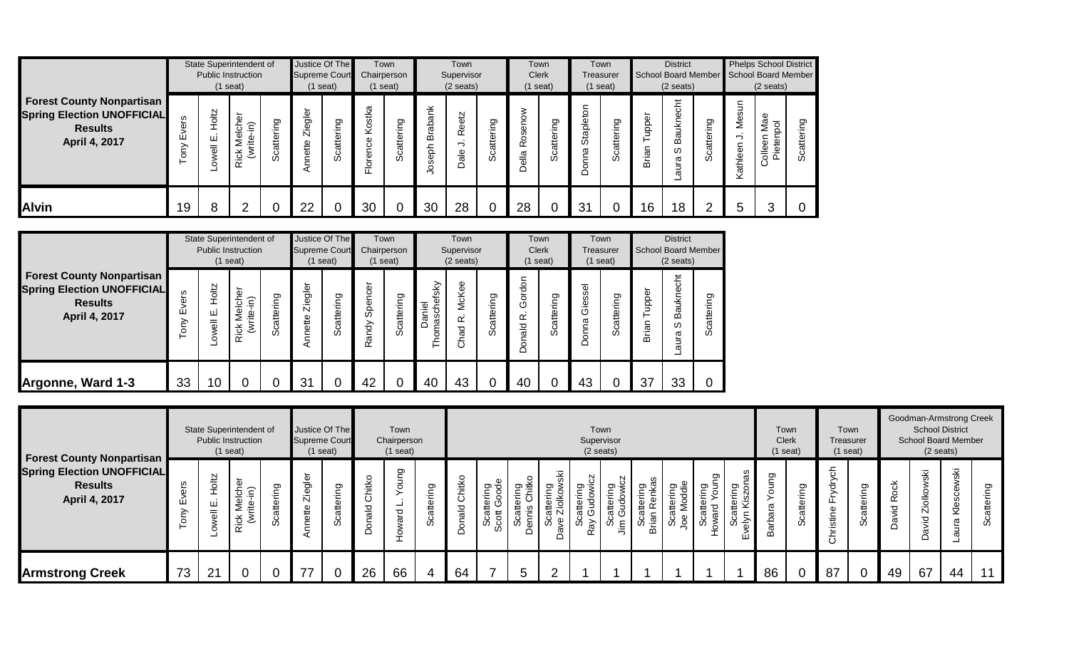| Forest County Nonpartisan Spring Election UNOFFICIAL Results April 4, 2017 | State Superintendent of Public Instruction (1 seat) | | | | Justice Of The Supreme Court (1 seat) | | Town Chairperson (1 seat) | | Town Supervisor (2 seats) | | | Town Clerk (1 seat) | | Town Treasurer (1 seat) | | District School Board Member (2 seats) | | | Phelps School District School Board Member (2 seats) | | |
|---|---|---|---|---|---|---|---|---|---|---|---|---|---|---|---|---|---|---|---|---|---|
| | Tony Evers | Lowell E. Holtz | Rick Melcher (write-in) | Scattering | Annette Ziegler | Scattering | Florence Kostka | Scattering | Joseph Brabank | Dale J. Reetz | Scattering | Della Rosenow | Scattering | Donna Stapleton | Scattering | Brian Tupper | Laura S Bauknecht | Scattering | Kathleen J. Mesun | Colleen Mae Pietenpol | Scattering |
| **Alvin** | 19 | 8 | 2 | 0 | 22 | 0 | 30 | 0 | 30 | 28 | 0 | 28 | 0 | 31 | 0 | 16 | 18 | 2 | 5 | 3 | 0 |

| Forest County Nonpartisan Spring Election UNOFFICIAL Results April 4, 2017 | State Superintendent of Public Instruction (1 seat) | | | | Justice Of The Supreme Court (1 seat) | | Town Chairperson (1 seat) | | Town Supervisor (2 seats) | | | Town Clerk (1 seat) | | Town Treasurer (1 seat) | | District School Board Member (2 seats) | | |
|---|---|---|---|---|---|---|---|---|---|---|---|---|---|---|---|---|---|---|
| | Tony Evers | Lowell E. Holtz | Rick Melcher (write-in) | Scattering | Annette Ziegler | Scattering | Randy Spencer | Scattering | Daniel Thomaschefsky | Chad R. McKee | Scattering | Donald R. Gordon | Scattering | Donna Giessel | Scattering | Brian Tupper | Laura S Bauknecht | Scattering |
| **Argonne, Ward 1-3** | 33 | 10 | 0 | 0 | 31 | 0 | 42 | 0 | 40 | 43 | 0 | 40 | 0 | 43 | 0 | 37 | 33 | 0 |

| Forest County Nonpartisan Spring Election UNOFFICIAL Results April 4, 2017 | State Superintendent of Public Instruction (1 seat) | | | | Justice Of The Supreme Court (1 seat) | | Town Chairperson (1 seat) | | | Town Supervisor (2 seats) | | | | | | | | | | Town Clerk (1 seat) | | Town Treasurer (1 seat) | | Goodman-Armstrong Creek School District School Board Member (2 seats) | | | |
|---|---|---|---|---|---|---|---|---|---|---|---|---|---|---|---|---|---|---|---|---|---|---|---|---|---|---|---|
| | Tony Evers | Lowell E. Holtz | Rick Melcher (write-in) | Scattering | Annette Ziegler | Scattering | Donald Chitko | Howard L. Young | Scattering | Donald Chitko | Scattering Scott Goode | Scattering Dennis Chitko | Scattering Dave Ziolkowski | Scattering Ray Gudowicz | Scattering Jim Gudowicz | Scattering Brian Renkas | Scattering Joe Moddie | Scattering Howard Young | Scattering Evelyn Kiszonas | Barbara Young | Scattering | Christine Frydrych | Scattering | David Rock | David Ziolkowski | Laura Klescewski | Scattering |
| **Armstrong Creek** | 73 | 21 | 0 | 0 | 77 | 0 | 26 | 66 | 4 | 64 | 7 | 5 | 2 | 1 | 1 | 1 | 1 | 1 | 1 | 86 | 0 | 87 | 0 | 49 | 67 | 44 | 11 |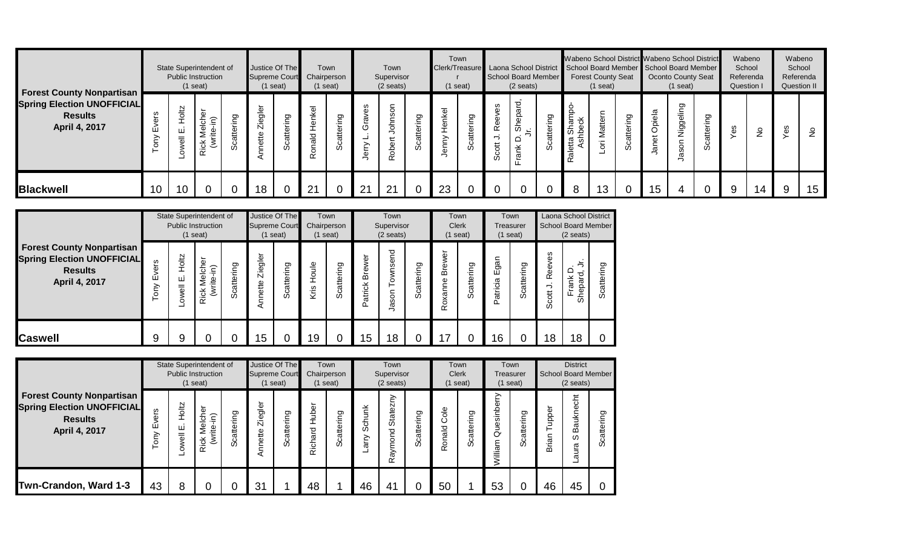| Forest County Nonpartisan Spring Election UNOFFICIAL Results April 4, 2017 | State Superintendent of Public Instruction (1 seat) | | | | Justice Of The Supreme Court (1 seat) | | Town Chairperson (1 seat) | | Town Supervisor (2 seats) | | | Town Clerk/Treasurer (1 seat) | | Laona School District School Board Member (2 seats) | | | Wabeno School District School Board Member Forest County Seat (1 seat) | | | Wabeno School District School Board Member Oconto County Seat (1 seat) | | | Wabeno School Referenda Question I | | Wabeno School Referenda Question II | |
|---|---|---|---|---|---|---|---|---|---|---|---|---|---|---|---|---|---|---|---|---|---|---|---|---|---|---|
| | Tony Evers | Lowell E. Holtz | Rick Melcher (write-in) | Scattering | Annette Ziegler | Scattering | Ronald Henkel | Scattering | Jerry L. Graves | Robert Johnson | Scattering | Jenny Henkel | Scattering | Scott J. Reeves | Frank D. Shepard, Jr. | Scattering | Raletta Shampo-Ashbeck | Lori Mattern | Scattering | Janet Opiela | Jason Niggeling | Scattering | Yes | No | Yes | No |
| **Blackwell** | 10 | 10 | 0 | 0 | 18 | 0 | 21 | 0 | 21 | 21 | 0 | 23 | 0 | 0 | 0 | 0 | 8 | 13 | 0 | 15 | 4 | 0 | 9 | 14 | 9 | 15 |

| Forest County Nonpartisan Spring Election UNOFFICIAL Results April 4, 2017 | State Superintendent of Public Instruction (1 seat) | | | | Justice Of The Supreme Court (1 seat) | | Town Chairperson (1 seat) | | Town Supervisor (2 seats) | | | Town Clerk (1 seat) | | Town Treasurer (1 seat) | | Laona School District School Board Member (2 seats) | | |
|---|---|---|---|---|---|---|---|---|---|---|---|---|---|---|---|---|---|---|
| | Tony Evers | Lowell E. Holtz | Rick Melcher (write-in) | Scattering | Annette Ziegler | Scattering | Kris Houle | Scattering | Patrick Brewer | Jason Townsend | Scattering | Roxanne Brewer | Scattering | Patricia Egan | Scattering | Scott J. Reeves | Frank D. Shepard, Jr. | Scattering |
| **Caswell** | 9 | 9 | 0 | 0 | 15 | 0 | 19 | 0 | 15 | 18 | 0 | 17 | 0 | 16 | 0 | 18 | 18 | 0 |

| Forest County Nonpartisan Spring Election UNOFFICIAL Results April 4, 2017 | State Superintendent of Public Instruction (1 seat) | | | | Justice Of The Supreme Court (1 seat) | | Town Chairperson (1 seat) | | Town Supervisor (2 seats) | | | Town Clerk (1 seat) | | Town Treasurer (1 seat) | | District School Board Member (2 seats) | | |
|---|---|---|---|---|---|---|---|---|---|---|---|---|---|---|---|---|---|---|
| | Tony Evers | Lowell E. Holtz | Rick Melcher (write-in) | Scattering | Annette Ziegler | Scattering | Richard Huber | Scattering | Larry Schunk | Raymond Statezny | Scattering | Ronald Cole | Scattering | William Quesinberry | Scattering | Brian Tupper | Laura S Bauknecht | Scattering |
| **Twn-Crandon, Ward 1-3** | 43 | 8 | 0 | 0 | 31 | 1 | 48 | 1 | 46 | 41 | 0 | 50 | 1 | 53 | 0 | 46 | 45 | 0 |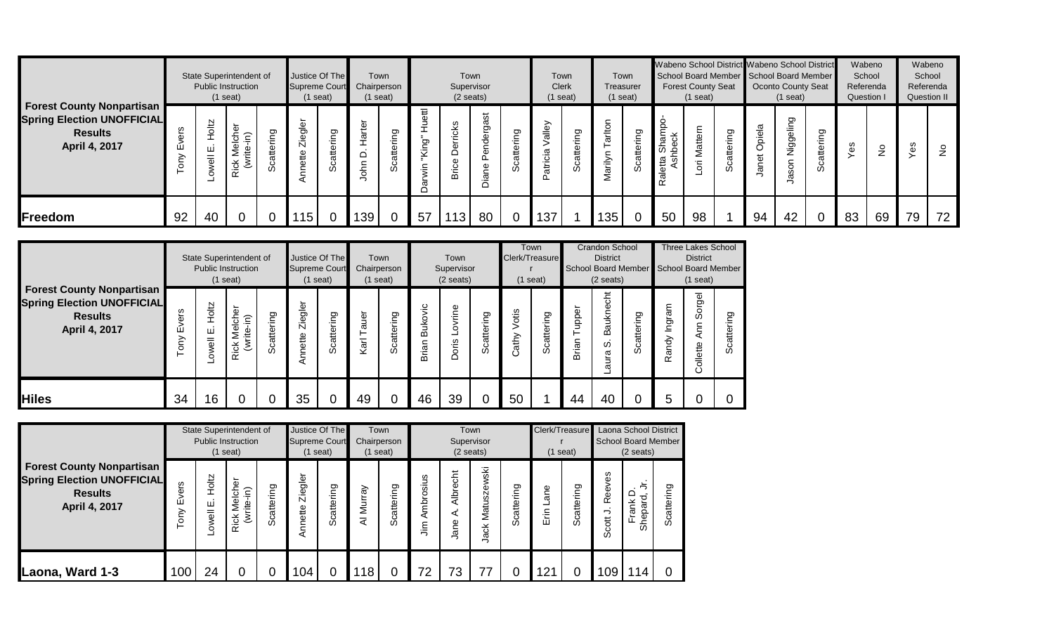| Forest County Nonpartisan Spring Election UNOFFICIAL Results April 4, 2017 | State Superintendent of Public Instruction (1 seat) | | | | Justice Of The Supreme Court (1 seat) | | Town Chairperson (1 seat) | | Town Supervisor (2 seats) | | | | Town Clerk (1 seat) | | Town Treasurer (1 seat) | | Wabeno School District School Board Member Forest County Seat (1 seat) | | | Wabeno School District School Board Member Oconto County Seat (1 seat) | | | Wabeno School Referenda Question I | | Wabeno School Referenda Question II | |
|---|---|---|---|---|---|---|---|---|---|---|---|---|---|---|---|---|---|---|---|---|---|---|---|---|---|---|
| | Tony Evers | Lowell E. Holtz | Rick Melcher (write-in) | Scattering | Annette Ziegler | Scattering | John D. Harter | Scattering | Darwin "King" Huettl | Brice Derricks | Diane Pendergast | Scattering | Patricia Valley | Scattering | Marilyn Tarlton | Scattering | Raletta Shampo-Ashbeck | Lori Mattern | Scattering | Janet Opiela | Jason Niggeling | Scattering | Yes | No | Yes | No |
| **Freedom** | 92 | 40 | 0 | 0 | 115 | 0 | 139 | 0 | 57 | 113 | 80 | 0 | 137 | 1 | 135 | 0 | 50 | 98 | 1 | 94 | 42 | 0 | 83 | 69 | 79 | 72 |

| Forest County Nonpartisan Spring Election UNOFFICIAL Results April 4, 2017 | State Superintendent of Public Instruction (1 seat) | | | | Justice Of The Supreme Court (1 seat) | | Town Chairperson (1 seat) | | Town Supervisor (2 seats) | | | Town Clerk/Treasurer (1 seat) | | Crandon School District School Board Member (2 seats) | | | Three Lakes School District School Board Member (1 seat) | | |
|---|---|---|---|---|---|---|---|---|---|---|---|---|---|---|---|---|---|---|---|
| | Tony Evers | Lowell E. Holtz | Rick Melcher (write-in) | Scattering | Annette Ziegler | Scattering | Karl Tauer | Scattering | Brian Bukovic | Doris Lovrine | Scattering | Cathy Votis | Scattering | Brian Tupper | Laura S. Bauknecht | Scattering | Randy Ingram | Collette Ann Sorgel | Scattering |
| **Hiles** | 34 | 16 | 0 | 0 | 35 | 0 | 49 | 0 | 46 | 39 | 0 | 50 | 1 | 44 | 40 | 0 | 5 | 0 | 0 |

| Forest County Nonpartisan Spring Election UNOFFICIAL Results April 4, 2017 | State Superintendent of Public Instruction (1 seat) | | | | Justice Of The Supreme Court (1 seat) | | Town Chairperson (1 seat) | | Town Supervisor (2 seats) | | | | Clerk/Treasurer (1 seat) | | Laona School District School Board Member (2 seats) | | |
|---|---|---|---|---|---|---|---|---|---|---|---|---|---|---|---|---|---|
| | Tony Evers | Lowell E. Holtz | Rick Melcher (write-in) | Scattering | Annette Ziegler | Scattering | Al Murray | Scattering | Jim Ambrosius | Jane A. Albrecht | Jack Matuszewski | Scattering | Erin Lane | Scattering | Scott J. Reeves | Frank D. Shepard, Jr. | Scattering |
| **Laona, Ward 1-3** | 100 | 24 | 0 | 0 | 104 | 0 | 118 | 0 | 72 | 73 | 77 | 0 | 121 | 0 | 109 | 114 | 0 |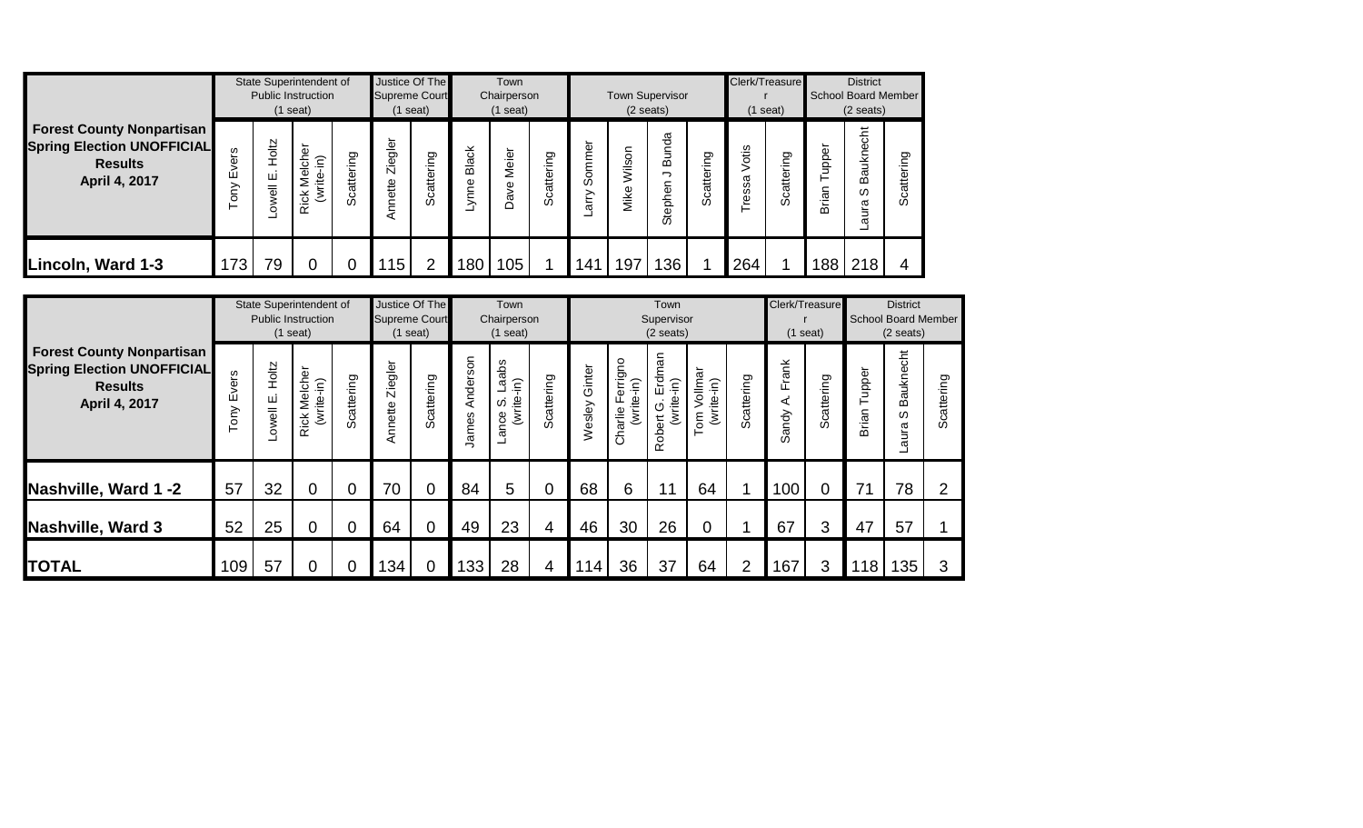| Forest County Nonpartisan Spring Election UNOFFICIAL Results April 4, 2017 | State Superintendent of Public Instruction (1 seat) | | | | Justice Of The Supreme Court (1 seat) | | Town Chairperson (1 seat) | | | Town Supervisor (2 seats) | | | | Clerk/Treasurer (1 seat) | | District School Board Member (2 seats) | | |
|---|---|---|---|---|---|---|---|---|---|---|---|---|---|---|---|---|---|---|
| | Tony Evers | Lowell E. Holtz | Rick Melcher (write-in) | Scattering | Annette Ziegler | Scattering | Lynne Black | Dave Meier | Scattering | Larry Sommer | Mike Wilson | Stephen J Bunda | Scattering | Tressa Votis | Scattering | Brian Tupper | Laura S Bauknecht | Scattering |
| Lincoln, Ward 1-3 | 173 | 79 | 0 | 0 | 115 | 2 | 180 | 105 | 1 | 141 | 197 | 136 | 1 | 264 | 1 | 188 | 218 | 4 |

| Forest County Nonpartisan Spring Election UNOFFICIAL Results April 4, 2017 | State Superintendent of Public Instruction (1 seat) | | | | Justice Of The Supreme Court (1 seat) | | Town Chairperson (1 seat) | | | Town Supervisor (2 seats) | | | | | Clerk/Treasurer (1 seat) | | District School Board Member (2 seats) | | |
|---|---|---|---|---|---|---|---|---|---|---|---|---|---|---|---|---|---|---|---|
| | Tony Evers | Lowell E. Holtz | Rick Melcher (write-in) | Scattering | Annette Ziegler | Scattering | James Anderson | Lance S. Laabs (write-in) | Scattering | Wesley Ginter | Charlie Ferrigno (write-in) | Robert G. Erdman (write-in) | Tom Vollmar (write-in) | Scattering | Sandy A. Frank | Scattering | Brian Tupper | Laura S Bauknecht | Scattering |
| Nashville, Ward 1 -2 | 57 | 32 | 0 | 0 | 70 | 0 | 84 | 5 | 0 | 68 | 6 | 11 | 64 | 1 | 100 | 0 | 71 | 78 | 2 |
| Nashville, Ward 3 | 52 | 25 | 0 | 0 | 64 | 0 | 49 | 23 | 4 | 46 | 30 | 26 | 0 | 1 | 67 | 3 | 47 | 57 | 1 |
| TOTAL | 109 | 57 | 0 | 0 | 134 | 0 | 133 | 28 | 4 | 114 | 36 | 37 | 64 | 2 | 167 | 3 | 118 | 135 | 3 |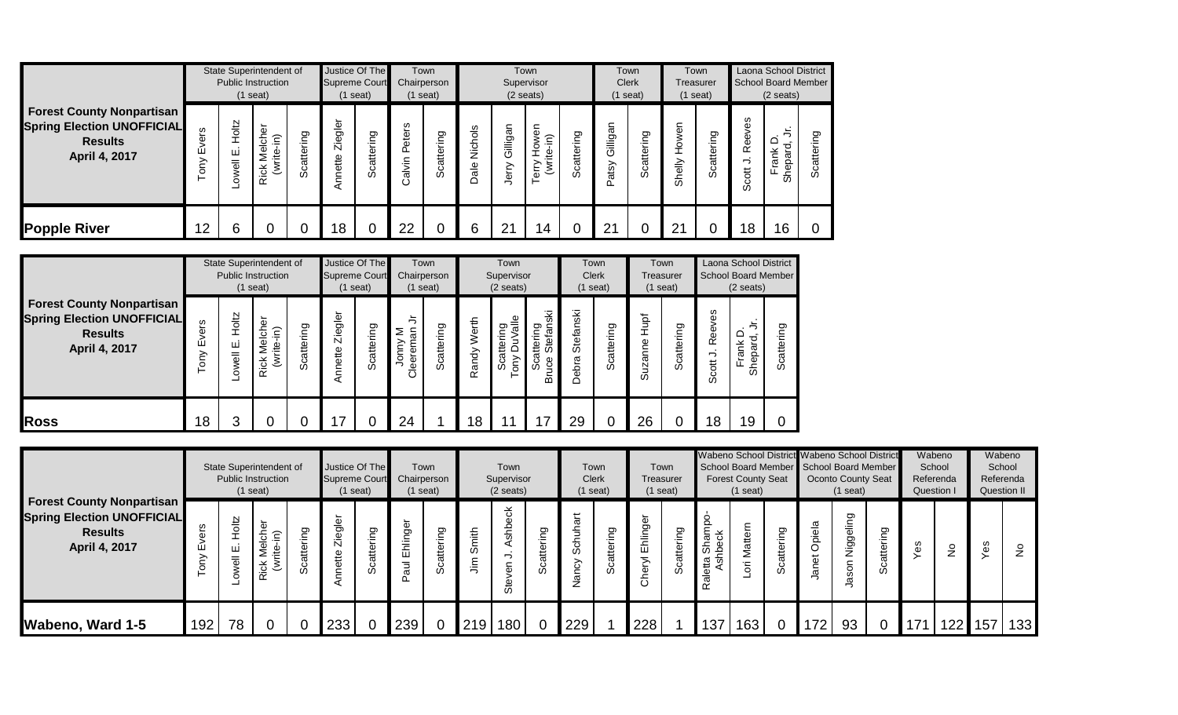| Forest County Nonpartisan Spring Election UNOFFICIAL Results April 4, 2017 | State Superintendent of Public Instruction (1 seat) | | | | Justice Of The Supreme Court (1 seat) | | Town Chairperson (1 seat) | | Town Supervisor (2 seats) | | | | Town Clerk (1 seat) | | Town Treasurer (1 seat) | | Laona School District School Board Member (2 seats) | | |
|---|---|---|---|---|---|---|---|---|---|---|---|---|---|---|---|---|---|---|---|
| | Tony Evers | Lowell E. Holtz | Rick Melcher (write-in) | Scattering | Annette Ziegler | Scattering | Calvin Peters | Scattering | Dale Nichols | Jerry Gilligan | Terry Howen (write-in) | Scattering | Patsy Gilligan | Scattering | Shelly Howen | Scattering | Scott J. Reeves | Frank D. Shepard, Jr. | Scattering |
| **Popple River** | 12 | 6 | 0 | 0 | 18 | 0 | 22 | 0 | 6 | 21 | 14 | 0 | 21 | 0 | 21 | 0 | 18 | 16 | 0 |

| Forest County Nonpartisan Spring Election UNOFFICIAL Results April 4, 2017 | State Superintendent of Public Instruction (1 seat) | | | | Justice Of The Supreme Court (1 seat) | | Town Chairperson (1 seat) | | Town Supervisor (2 seats) | | | Town Clerk (1 seat) | | Town Treasurer (1 seat) | | Laona School District School Board Member (2 seats) | | |
|---|---|---|---|---|---|---|---|---|---|---|---|---|---|---|---|---|---|---|
| | Tony Evers | Lowell E. Holtz | Rick Melcher (write-in) | Scattering | Annette Ziegler | Scattering | Jonny M Cleereman Jr | Scattering | Randy Werth | Scattering Tony DuValle | Scattering Bruce Stefanski | Debra Stefanski | Scattering | Suzanne Hupf | Scattering | Scott J. Reeves | Frank D. Shepard, Jr. | Scattering |
| **Ross** | 18 | 3 | 0 | 0 | 17 | 0 | 24 | 1 | 18 | 11 | 17 | 29 | 0 | 26 | 0 | 18 | 19 | 0 |

| Forest County Nonpartisan Spring Election UNOFFICIAL Results April 4, 2017 | State Superintendent of Public Instruction (1 seat) | | | | Justice Of The Supreme Court (1 seat) | | Town Chairperson (1 seat) | | Town Supervisor (2 seats) | | | Town Clerk (1 seat) | | Town Treasurer (1 seat) | | Wabeno School District School Board Member Forest County Seat (1 seat) | | | Wabeno School District School Board Member Oconto County Seat (1 seat) | | | Wabeno School Referenda Question I | | Wabeno School Referenda Question II | |
|---|---|---|---|---|---|---|---|---|---|---|---|---|---|---|---|---|---|---|---|---|---|---|---|---|---|
| | Tony Evers | Lowell E. Holtz | Rick Melcher (write-in) | Scattering | Annette Ziegler | Scattering | Paul Ehlinger | Scattering | Jim Smith | Steven J. Ashbeck | Scattering | Nancy Schuhart | Scattering | Cheryl Ehlinger | Scattering | Raletta Shampo-Ashbeck | Lori Mattern | Scattering | Janet Opiela | Jason Niggeling | Scattering | Yes | No | Yes | No |
| **Wabeno, Ward 1-5** | 192 | 78 | 0 | 0 | 233 | 0 | 239 | 0 | 219 | 180 | 0 | 229 | 1 | 228 | 1 | 137 | 163 | 0 | 172 | 93 | 0 | 171 | 122 | 157 | 133 |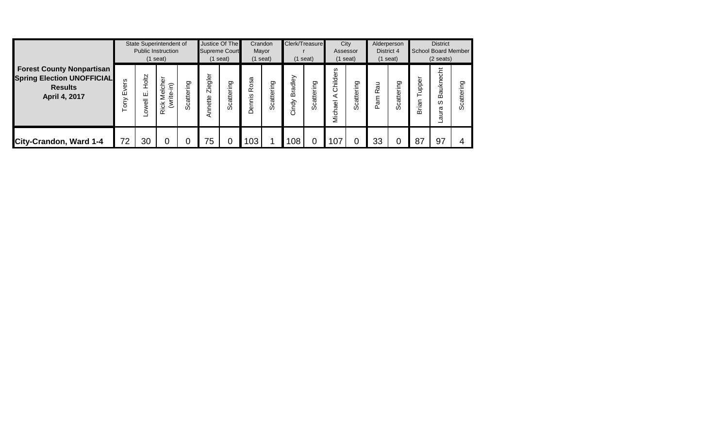| Forest County Nonpartisan Spring Election UNOFFICIAL Results April 4, 2017 | State Superintendent of Public Instruction (1 seat) | | | | Justice Of The Supreme Court (1 seat) | | Crandon Mayor (1 seat) | | Clerk/Treasurer (1 seat) | | City Assessor (1 seat) | | Alderperson District 4 (1 seat) | | District School Board Member (2 seats) | | |
|---|---|---|---|---|---|---|---|---|---|---|---|---|---|---|---|---|---|
| | Tony Evers | Lowell E. Holtz | Rick Melcher (write-in) | Scattering | Annette Ziegler | Scattering | Dennis Rosa | Scattering | Cindy Bradley | Scattering | Michael A Childers | Scattering | Pam Rau | Scattering | Brian Tupper | Laura S Bauknecht | Scattering |
| City-Crandon, Ward 1-4 | 72 | 30 | 0 | 0 | 75 | 0 | 103 | 1 | 108 | 0 | 107 | 0 | 33 | 0 | 87 | 97 | 4 |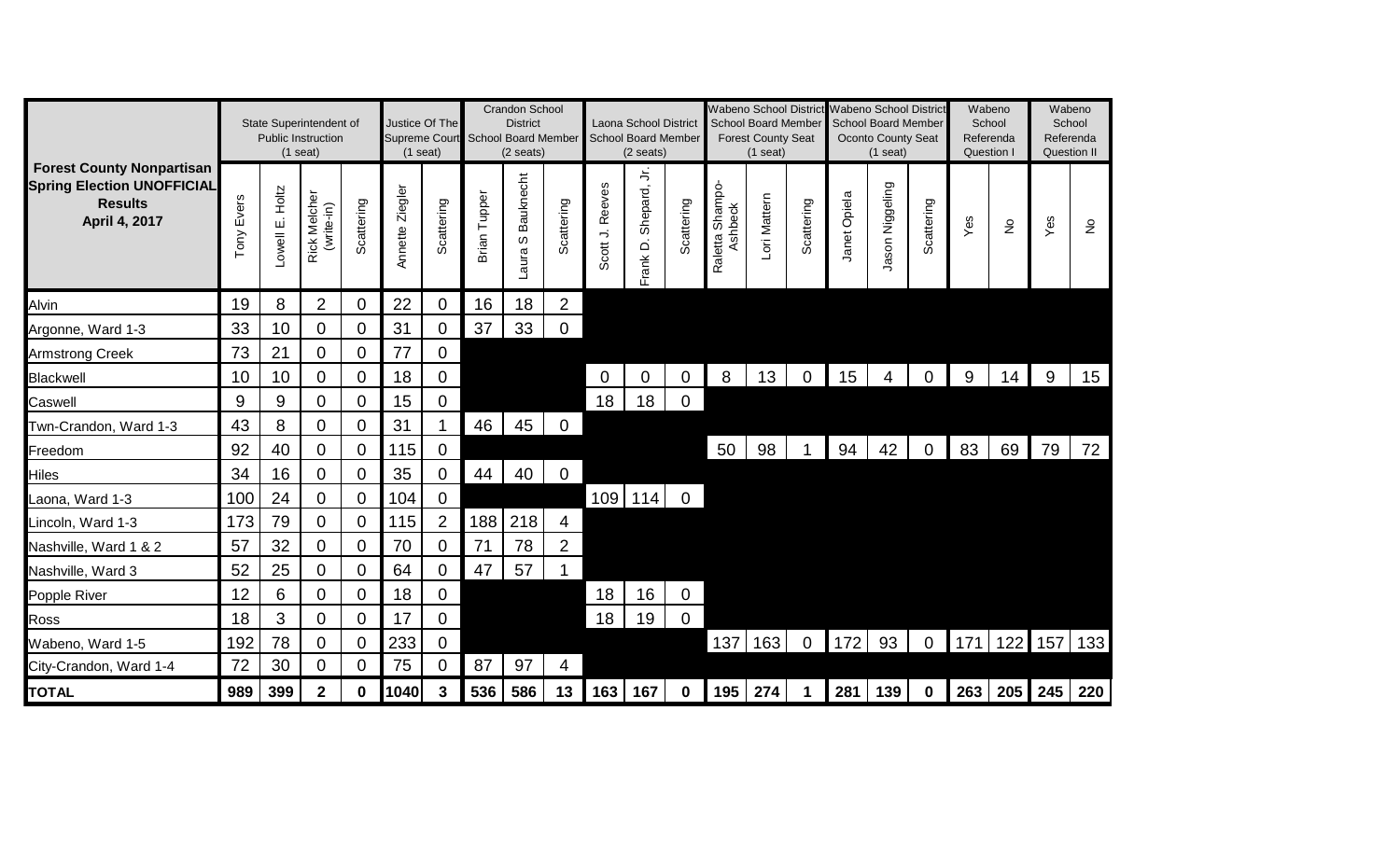| Forest County Nonpartisan Spring Election UNOFFICIAL Results April 4, 2017 | State Superintendent of Public Instruction (1 seat) | | | | Justice Of The Supreme Court (1 seat) | | Crandon School District School Board Member (2 seats) | | | Laona School District School Board Member (2 seats) | | | Wabeno School District School Board Member Forest County Seat (1 seat) | | | Wabeno School District School Board Member Oconto County Seat (1 seat) | | | Wabeno School Referenda Question I | | Wabeno School Referenda Question II | |
|---|---|---|---|---|---|---|---|---|---|---|---|---|---|---|---|---|---|---|---|---|---|---|
| | Tony Evers | Lowell E. Holtz | Rick Melcher (write-in) | Scattering | Annette Ziegler | Scattering | Brian Tupper | Laura S Bauknecht | Scattering | Scott J. Reeves | Frank D. Shepard, Jr. | Scattering | Raletta Shampo-Ashbeck | Lori Mattern | Scattering | Janet Opiela | Jason Niggeling | Scattering | Yes | No | Yes | No |
| Alvin | 19 | 8 | 2 | 0 | 22 | 0 | 16 | 18 | 2 | | | | | | | | | | | | | |
| Argonne, Ward 1-3 | 33 | 10 | 0 | 0 | 31 | 0 | 37 | 33 | 0 | | | | | | | | | | | | | |
| Armstrong Creek | 73 | 21 | 0 | 0 | 77 | 0 | | | | | | | | | | | | | | | | |
| Blackwell | 10 | 10 | 0 | 0 | 18 | 0 | | | | 0 | 0 | 0 | 8 | 13 | 0 | 15 | 4 | 0 | 9 | 14 | 9 | 15 |
| Caswell | 9 | 9 | 0 | 0 | 15 | 0 | | | | 18 | 18 | 0 | | | | | | | | | | |
| Twn-Crandon, Ward 1-3 | 43 | 8 | 0 | 0 | 31 | 1 | 46 | 45 | 0 | | | | | | | | | | | | | |
| Freedom | 92 | 40 | 0 | 0 | 115 | 0 | | | | | | | 50 | 98 | 1 | 94 | 42 | 0 | 83 | 69 | 79 | 72 |
| Hiles | 34 | 16 | 0 | 0 | 35 | 0 | 44 | 40 | 0 | | | | | | | | | | | | | |
| Laona, Ward 1-3 | 100 | 24 | 0 | 0 | 104 | 0 | | | | 109 | 114 | 0 | | | | | | | | | | |
| Lincoln, Ward 1-3 | 173 | 79 | 0 | 0 | 115 | 2 | 188 | 218 | 4 | | | | | | | | | | | | | |
| Nashville, Ward 1 & 2 | 57 | 32 | 0 | 0 | 70 | 0 | 71 | 78 | 2 | | | | | | | | | | | | | |
| Nashville, Ward 3 | 52 | 25 | 0 | 0 | 64 | 0 | 47 | 57 | 1 | | | | | | | | | | | | | |
| Popple River | 12 | 6 | 0 | 0 | 18 | 0 | | | | 18 | 16 | 0 | | | | | | | | | | |
| Ross | 18 | 3 | 0 | 0 | 17 | 0 | | | | 18 | 19 | 0 | | | | | | | | | | |
| Wabeno, Ward 1-5 | 192 | 78 | 0 | 0 | 233 | 0 | | | | | | | 137 | 163 | 0 | 172 | 93 | 0 | 171 | 122 | 157 | 133 |
| City-Crandon, Ward 1-4 | 72 | 30 | 0 | 0 | 75 | 0 | 87 | 97 | 4 | | | | | | | | | | | | | |
| **TOTAL** | **989** | **399** | **2** | **0** | **1040** | **3** | **536** | **586** | **13** | **163** | **167** | **0** | **195** | **274** | **1** | **281** | **139** | **0** | **263** | **205** | **245** | **220** |